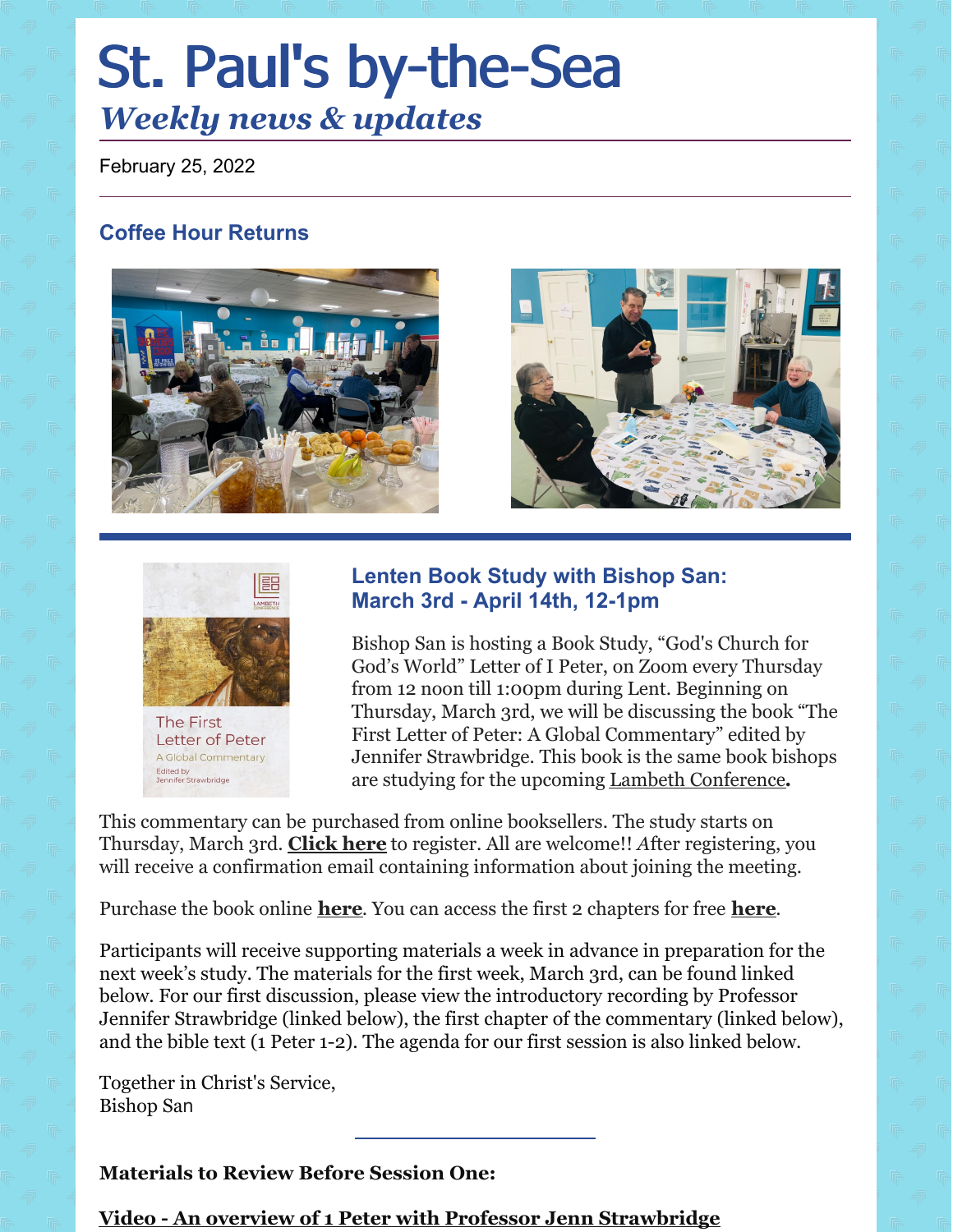# St. Paul's by-the-Sea

***Weekly news & updates***

February 25, 2022

## Coffee Hour Returns

## Lenten Book Study with Bishop San: March 3rd - April 14th, 12-1pm

Bishop San is hosting a Book Study, "God's Church for God's World" Letter of I Peter, on Zoom every Thursday from 12 noon till 1:00pm during Lent. Beginning on Thursday, March 3rd, we will be discussing the book "The First Letter of Peter: A Global Commentary" edited by Jennifer Strawbridge. This book is the same book bishops are studying for the upcoming Lambeth Conference**.**

This commentary can be purchased from online booksellers. The study starts on Thursday, March 3rd. **Click here** to register. All are welcome!! *A*fter registering, you will receive a confirmation email containing information about joining the meeting.

Purchase the book online **here**. You can access the first 2 chapters for free **here**.

Participants will receive supporting materials a week in advance in preparation for the next week's study. The materials for the first week, March 3rd, can be found linked below. For our first discussion, please view the introductory recording by Professor Jennifer Strawbridge (linked below), the first chapter of the commentary (linked below), and the bible text (1 Peter 1-2). The agenda for our first session is also linked below.

Together in Christ's Service,
Bishop San

**Materials to Review Before Session One:**

**Video - An overview of 1 Peter with Professor Jenn Strawbridge**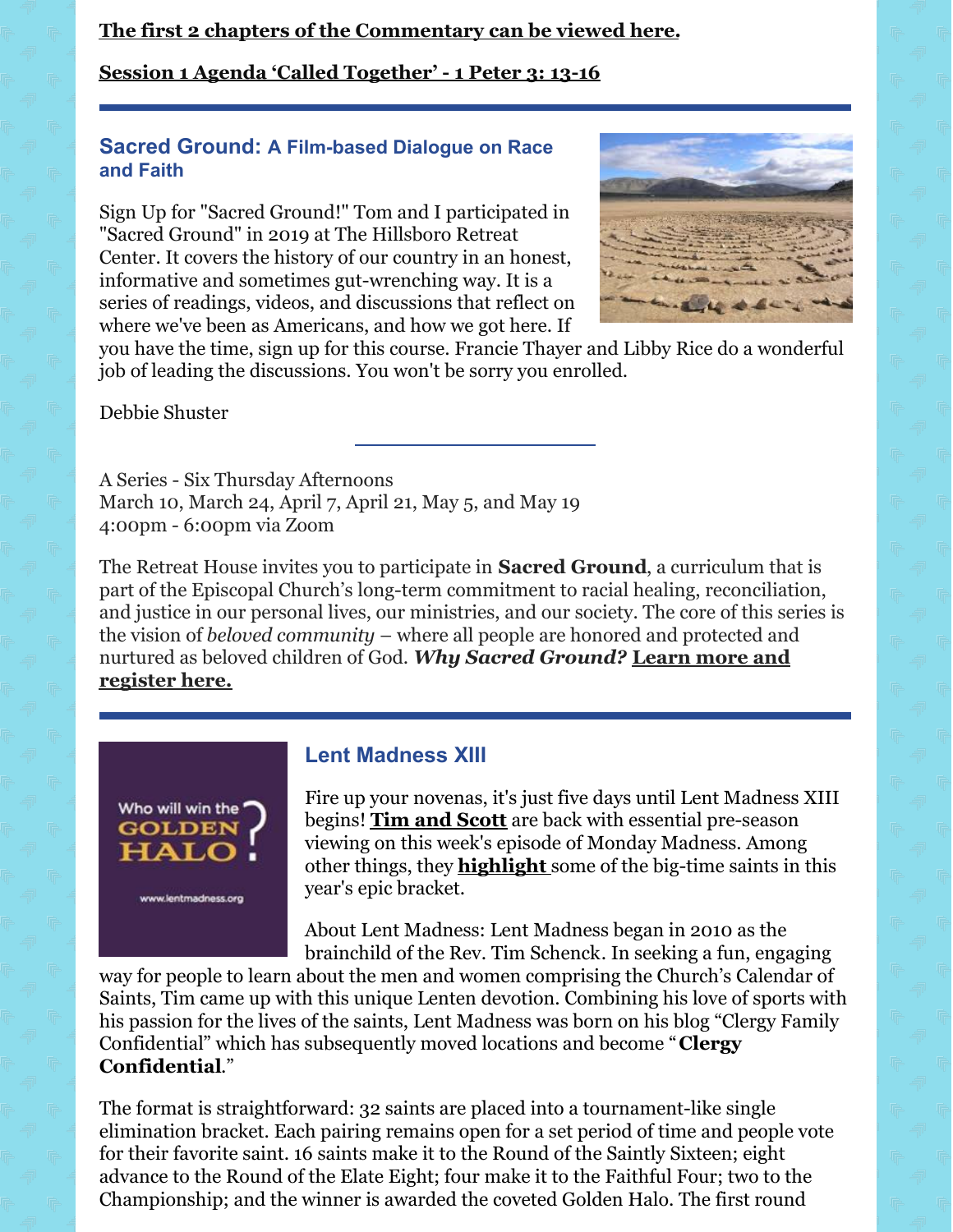**The first 2 chapters of the Commentary can be viewed here.**

**Session 1 Agenda 'Called Together' - 1 Peter 3: 13-16**

---

## Sacred Ground: A Film-based Dialogue on Race and Faith

Sign Up for "Sacred Ground!" Tom and I participated in "Sacred Ground" in 2019 at The Hillsboro Retreat Center. It covers the history of our country in an honest, informative and sometimes gut-wrenching way. It is a series of readings, videos, and discussions that reflect on where we've been as Americans, and how we got here. If you have the time, sign up for this course. Francie Thayer and Libby Rice do a wonderful job of leading the discussions. You won't be sorry you enrolled.

Debbie Shuster

---

A Series - Six Thursday Afternoons
March 10, March 24, April 7, April 21, May 5, and May 19
4:00pm - 6:00pm via Zoom

The Retreat House invites you to participate in **Sacred Ground**, a curriculum that is part of the Episcopal Church's long-term commitment to racial healing, reconciliation, and justice in our personal lives, our ministries, and our society. The core of this series is the vision of *beloved community* – where all people are honored and protected and nurtured as beloved children of God. ***Why Sacred Ground?*** **Learn more and register here.**

---

## Lent Madness XIII

Fire up your novenas, it's just five days until Lent Madness XIII begins! **Tim and Scott** are back with essential pre-season viewing on this week's episode of Monday Madness. Among other things, they **highlight** some of the big-time saints in this year's epic bracket.

About Lent Madness: Lent Madness began in 2010 as the brainchild of the Rev. Tim Schenck. In seeking a fun, engaging way for people to learn about the men and women comprising the Church's Calendar of Saints, Tim came up with this unique Lenten devotion. Combining his love of sports with his passion for the lives of the saints, Lent Madness was born on his blog "Clergy Family Confidential" which has subsequently moved locations and become "**Clergy Confidential**."

The format is straightforward: 32 saints are placed into a tournament-like single elimination bracket. Each pairing remains open for a set period of time and people vote for their favorite saint. 16 saints make it to the Round of the Saintly Sixteen; eight advance to the Round of the Elate Eight; four make it to the Faithful Four; two to the Championship; and the winner is awarded the coveted Golden Halo. The first round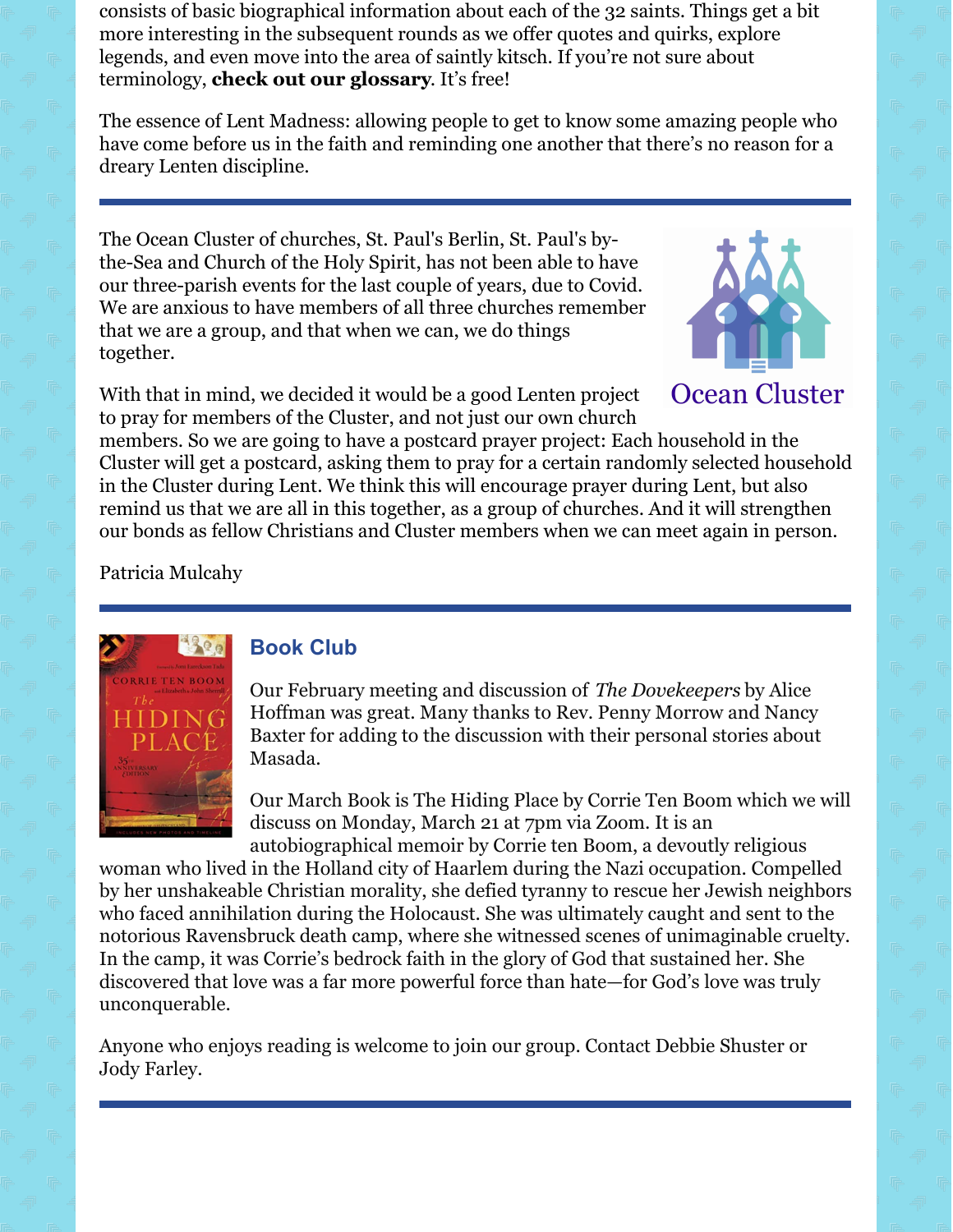consists of basic biographical information about each of the 32 saints. Things get a bit more interesting in the subsequent rounds as we offer quotes and quirks, explore legends, and even move into the area of saintly kitsch. If you're not sure about terminology, **check out our glossary**. It's free!

The essence of Lent Madness: allowing people to get to know some amazing people who have come before us in the faith and reminding one another that there's no reason for a dreary Lenten discipline.

---

The Ocean Cluster of churches, St. Paul's Berlin, St. Paul's by-the-Sea and Church of the Holy Spirit, has not been able to have our three-parish events for the last couple of years, due to Covid. We are anxious to have members of all three churches remember that we are a group, and that when we can, we do things together.

Ocean Cluster

With that in mind, we decided it would be a good Lenten project to pray for members of the Cluster, and not just our own church members. So we are going to have a postcard prayer project: Each household in the Cluster will get a postcard, asking them to pray for a certain randomly selected household in the Cluster during Lent. We think this will encourage prayer during Lent, but also remind us that we are all in this together, as a group of churches. And it will strengthen our bonds as fellow Christians and Cluster members when we can meet again in person.

Patricia Mulcahy

---

## Book Club

Our February meeting and discussion of *The Dovekeepers* by Alice Hoffman was great. Many thanks to Rev. Penny Morrow and Nancy Baxter for adding to the discussion with their personal stories about Masada.

Our March Book is The Hiding Place by Corrie Ten Boom which we will discuss on Monday, March 21 at 7pm via Zoom. It is an autobiographical memoir by Corrie ten Boom, a devoutly religious woman who lived in the Holland city of Haarlem during the Nazi occupation. Compelled by her unshakeable Christian morality, she defied tyranny to rescue her Jewish neighbors who faced annihilation during the Holocaust. She was ultimately caught and sent to the notorious Ravensbruck death camp, where she witnessed scenes of unimaginable cruelty. In the camp, it was Corrie's bedrock faith in the glory of God that sustained her. She discovered that love was a far more powerful force than hate—for God's love was truly unconquerable.

Anyone who enjoys reading is welcome to join our group. Contact Debbie Shuster or Jody Farley.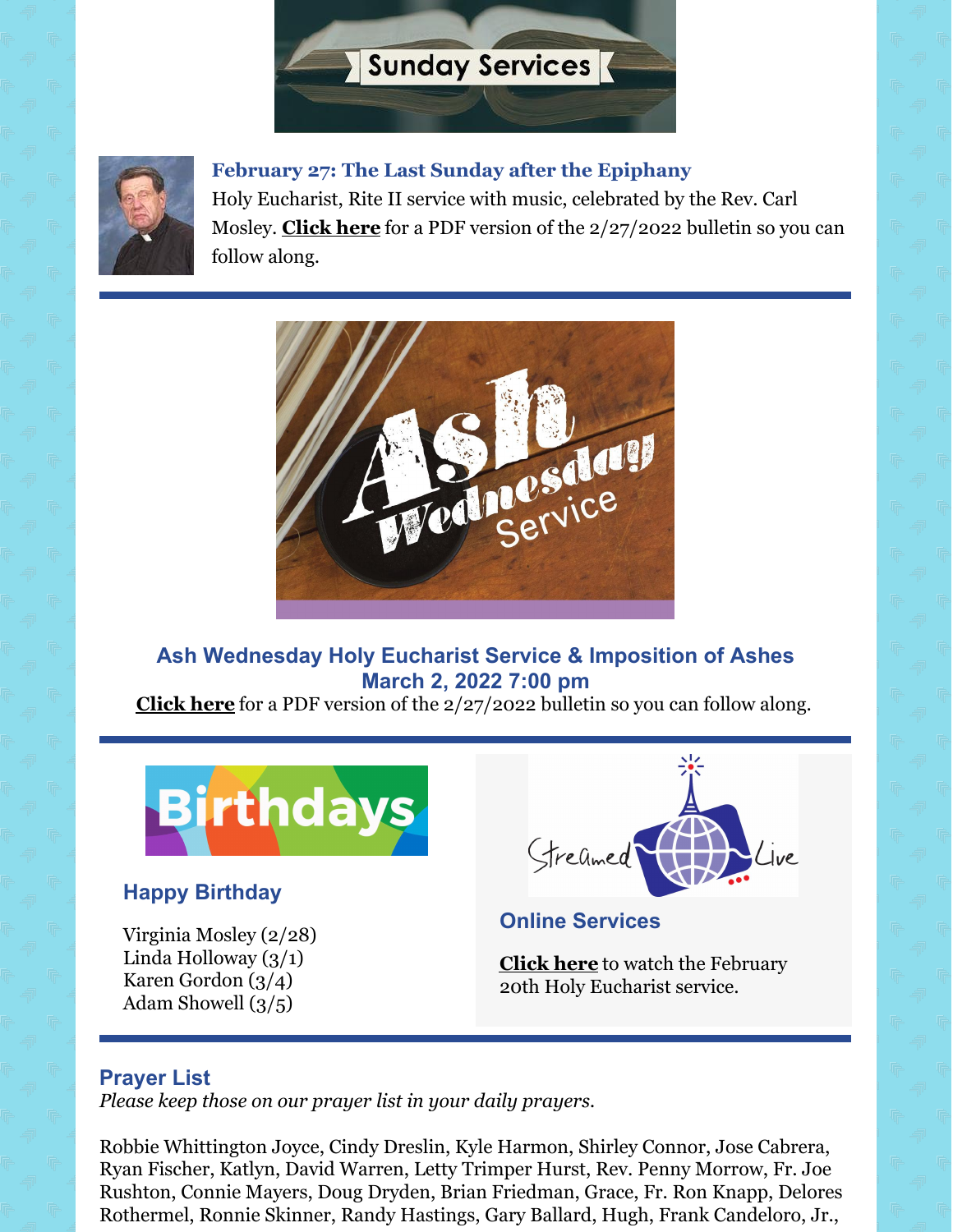## Sunday Services

### February 27: The Last Sunday after the Epiphany

Holy Eucharist, Rite II service with music, celebrated by the Rev. Carl Mosley. **Click here** for a PDF version of the 2/27/2022 bulletin so you can follow along.

---

### Ash Wednesday Holy Eucharist Service & Imposition of Ashes
### March 2, 2022 7:00 pm

**Click here** for a PDF version of the 2/27/2022 bulletin so you can follow along.

---

### Happy Birthday

Virginia Mosley (2/28)
Linda Holloway (3/1)
Karen Gordon (3/4)
Adam Showell (3/5)

### Online Services

**Click here** to watch the February 20th Holy Eucharist service.

---

## Prayer List

*Please keep those on our prayer list in your daily prayers.*

Robbie Whittington Joyce, Cindy Dreslin, Kyle Harmon, Shirley Connor, Jose Cabrera, Ryan Fischer, Katlyn, David Warren, Letty Trimper Hurst, Rev. Penny Morrow, Fr. Joe Rushton, Connie Mayers, Doug Dryden, Brian Friedman, Grace, Fr. Ron Knapp, Delores Rothermel, Ronnie Skinner, Randy Hastings, Gary Ballard, Hugh, Frank Candeloro, Jr.,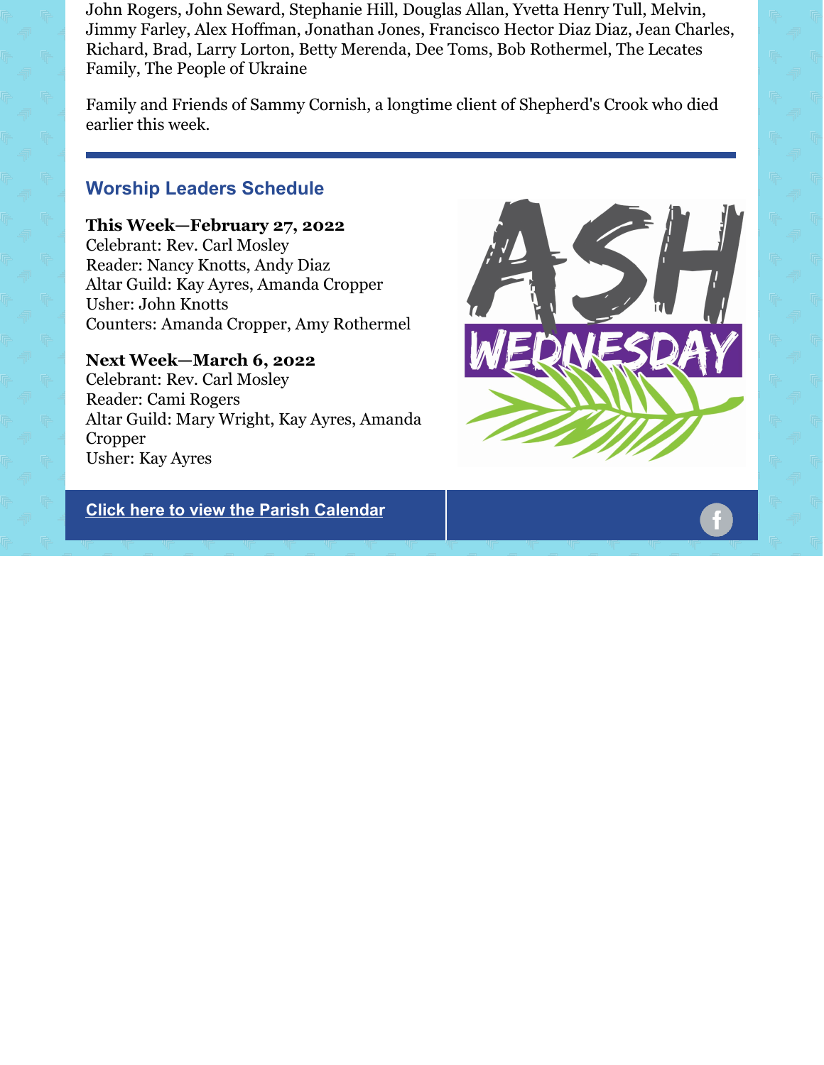John Rogers, John Seward, Stephanie Hill, Douglas Allan, Yvetta Henry Tull, Melvin, Jimmy Farley, Alex Hoffman, Jonathan Jones, Francisco Hector Diaz Diaz, Jean Charles, Richard, Brad, Larry Lorton, Betty Merenda, Dee Toms, Bob Rothermel, The Lecates Family, The People of Ukraine

Family and Friends of Sammy Cornish, a longtime client of Shepherd's Crook who died earlier this week.

---

## Worship Leaders Schedule

**This Week—February 27, 2022**
Celebrant: Rev. Carl Mosley
Reader: Nancy Knotts, Andy Diaz
Altar Guild: Kay Ayres, Amanda Cropper
Usher: John Knotts
Counters: Amanda Cropper, Amy Rothermel

**Next Week—March 6, 2022**
Celebrant: Rev. Carl Mosley
Reader: Cami Rogers
Altar Guild: Mary Wright, Kay Ayres, Amanda Cropper
Usher: Kay Ayres

ASH WEDNESDAY

**Click here to view the Parish Calendar**